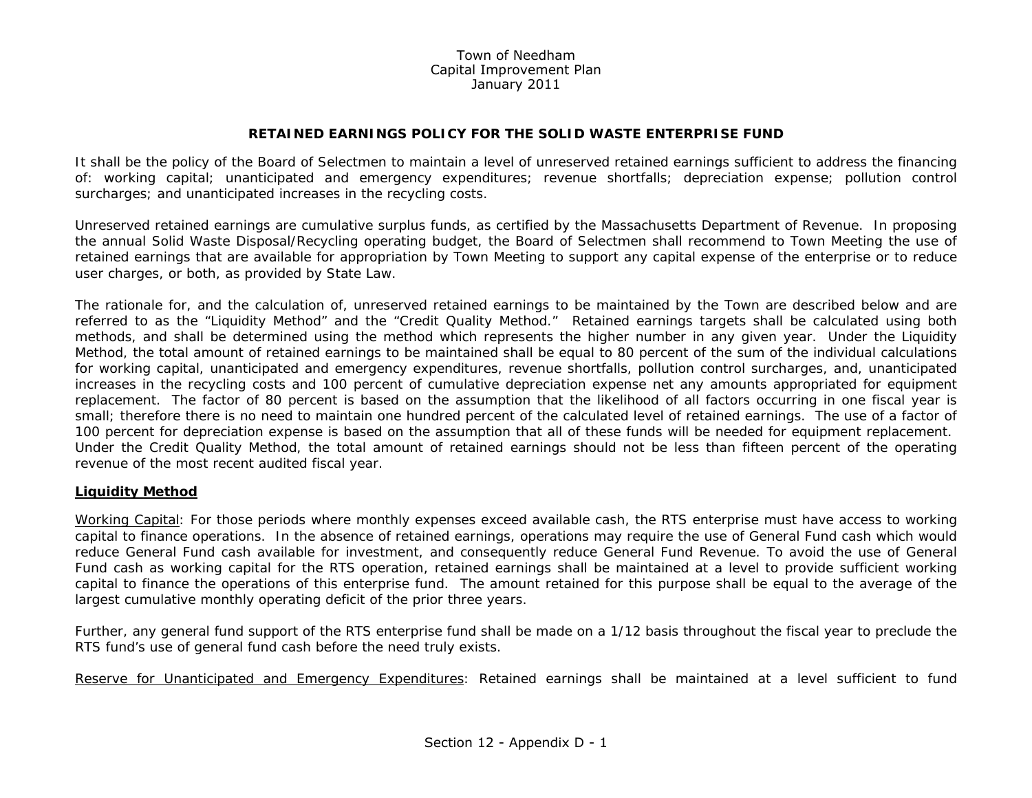Town of Needham
Capital Improvement Plan
January 2011

## RETAINED EARNINGS POLICY FOR THE SOLID WASTE ENTERPRISE FUND

It shall be the policy of the Board of Selectmen to maintain a level of unreserved retained earnings sufficient to address the financing of: working capital; unanticipated and emergency expenditures; revenue shortfalls; depreciation expense; pollution control surcharges; and unanticipated increases in the recycling costs.

Unreserved retained earnings are cumulative surplus funds, as certified by the Massachusetts Department of Revenue. In proposing the annual Solid Waste Disposal/Recycling operating budget, the Board of Selectmen shall recommend to Town Meeting the use of retained earnings that are available for appropriation by Town Meeting to support any capital expense of the enterprise or to reduce user charges, or both, as provided by State Law.

The rationale for, and the calculation of, unreserved retained earnings to be maintained by the Town are described below and are referred to as the "Liquidity Method" and the "Credit Quality Method." Retained earnings targets shall be calculated using both methods, and shall be determined using the method which represents the higher number in any given year. Under the Liquidity Method, the total amount of retained earnings to be maintained shall be equal to 80 percent of the sum of the individual calculations for working capital, unanticipated and emergency expenditures, revenue shortfalls, pollution control surcharges, and, unanticipated increases in the recycling costs and 100 percent of cumulative depreciation expense net any amounts appropriated for equipment replacement. The factor of 80 percent is based on the assumption that the likelihood of all factors occurring in one fiscal year is small; therefore there is no need to maintain one hundred percent of the calculated level of retained earnings. The use of a factor of 100 percent for depreciation expense is based on the assumption that all of these funds will be needed for equipment replacement. Under the Credit Quality Method, the total amount of retained earnings should not be less than fifteen percent of the operating revenue of the most recent audited fiscal year.

### Liquidity Method

Working Capital: For those periods where monthly expenses exceed available cash, the RTS enterprise must have access to working capital to finance operations. In the absence of retained earnings, operations may require the use of General Fund cash which would reduce General Fund cash available for investment, and consequently reduce General Fund Revenue. To avoid the use of General Fund cash as working capital for the RTS operation, retained earnings shall be maintained at a level to provide sufficient working capital to finance the operations of this enterprise fund. The amount retained for this purpose shall be equal to the average of the largest cumulative monthly operating deficit of the prior three years.

Further, any general fund support of the RTS enterprise fund shall be made on a 1/12 basis throughout the fiscal year to preclude the RTS fund's use of general fund cash before the need truly exists.

Reserve for Unanticipated and Emergency Expenditures: Retained earnings shall be maintained at a level sufficient to fund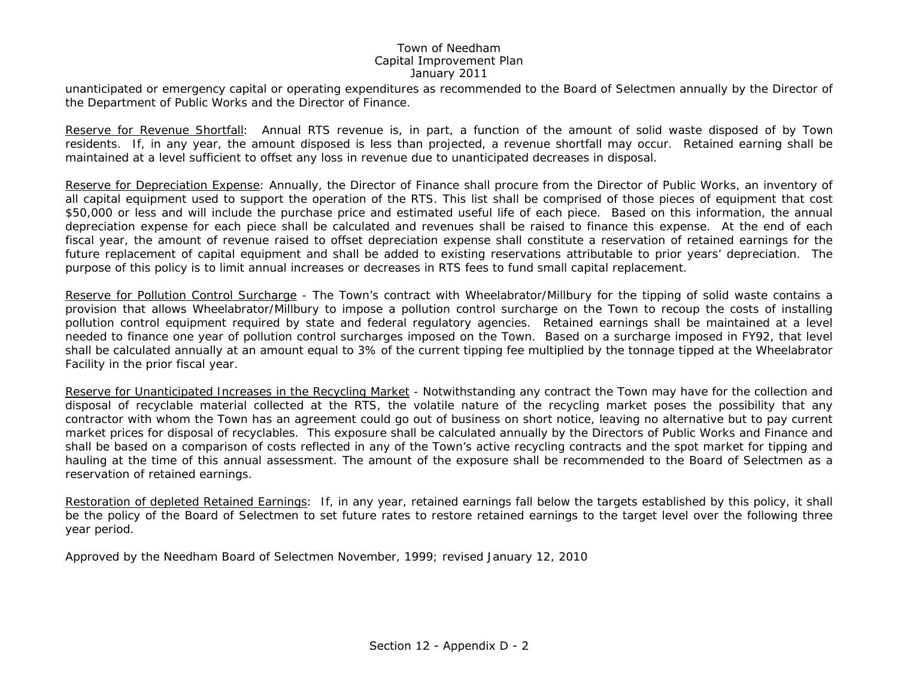unanticipated or emergency capital or operating expenditures as recommended to the Board of Selectmen annually by the Director of the Department of Public Works and the Director of Finance.

Reserve for Revenue Shortfall: Annual RTS revenue is, in part, a function of the amount of solid waste disposed of by Town residents. If, in any year, the amount disposed is less than projected, a revenue shortfall may occur. Retained earning shall be maintained at a level sufficient to offset any loss in revenue due to unanticipated decreases in disposal.

Reserve for Depreciation Expense: Annually, the Director of Finance shall procure from the Director of Public Works, an inventory of all capital equipment used to support the operation of the RTS. This list shall be comprised of those pieces of equipment that cost $50,000 or less and will include the purchase price and estimated useful life of each piece. Based on this information, the annual depreciation expense for each piece shall be calculated and revenues shall be raised to finance this expense. At the end of each fiscal year, the amount of revenue raised to offset depreciation expense shall constitute a reservation of retained earnings for the future replacement of capital equipment and shall be added to existing reservations attributable to prior years' depreciation. The purpose of this policy is to limit annual increases or decreases in RTS fees to fund small capital replacement.

Reserve for Pollution Control Surcharge - The Town's contract with Wheelabrator/Millbury for the tipping of solid waste contains a provision that allows Wheelabrator/Millbury to impose a pollution control surcharge on the Town to recoup the costs of installing pollution control equipment required by state and federal regulatory agencies. Retained earnings shall be maintained at a level needed to finance one year of pollution control surcharges imposed on the Town. Based on a surcharge imposed in FY92, that level shall be calculated annually at an amount equal to 3% of the current tipping fee multiplied by the tonnage tipped at the Wheelabrator Facility in the prior fiscal year.

Reserve for Unanticipated Increases in the Recycling Market - Notwithstanding any contract the Town may have for the collection and disposal of recyclable material collected at the RTS, the volatile nature of the recycling market poses the possibility that any contractor with whom the Town has an agreement could go out of business on short notice, leaving no alternative but to pay current market prices for disposal of recyclables. This exposure shall be calculated annually by the Directors of Public Works and Finance and shall be based on a comparison of costs reflected in any of the Town's active recycling contracts and the spot market for tipping and hauling at the time of this annual assessment. The amount of the exposure shall be recommended to the Board of Selectmen as a reservation of retained earnings.

Restoration of depleted Retained Earnings: If, in any year, retained earnings fall below the targets established by this policy, it shall be the policy of the Board of Selectmen to set future rates to restore retained earnings to the target level over the following three year period.

Approved by the Needham Board of Selectmen November, 1999; revised January 12, 2010